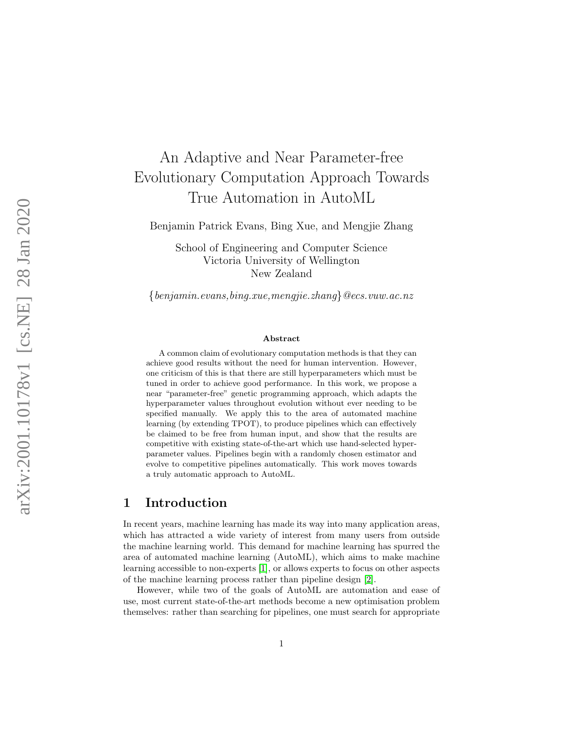# An Adaptive and Near Parameter-free Evolutionary Computation Approach Towards True Automation in AutoML

Benjamin Patrick Evans, Bing Xue, and Mengjie Zhang

School of Engineering and Computer Science
Victoria University of Wellington
New Zealand

{*benjamin.evans,bing.xue,mengjie.zhang*}*@ecs.vuw.ac.nz*

### Abstract

A common claim of evolutionary computation methods is that they can achieve good results without the need for human intervention. However, one criticism of this is that there are still hyperparameters which must be tuned in order to achieve good performance. In this work, we propose a near "parameter-free" genetic programming approach, which adapts the hyperparameter values throughout evolution without ever needing to be specified manually. We apply this to the area of automated machine learning (by extending TPOT), to produce pipelines which can effectively be claimed to be free from human input, and show that the results are competitive with existing state-of-the-art which use hand-selected hyperparameter values. Pipelines begin with a randomly chosen estimator and evolve to competitive pipelines automatically. This work moves towards a truly automatic approach to AutoML.

## 1 Introduction

In recent years, machine learning has made its way into many application areas, which has attracted a wide variety of interest from many users from outside the machine learning world. This demand for machine learning has spurred the area of automated machine learning (AutoML), which aims to make machine learning accessible to non-experts [1], or allows experts to focus on other aspects of the machine learning process rather than pipeline design [2].

However, while two of the goals of AutoML are automation and ease of use, most current state-of-the-art methods become a new optimisation problem themselves: rather than searching for pipelines, one must search for appropriate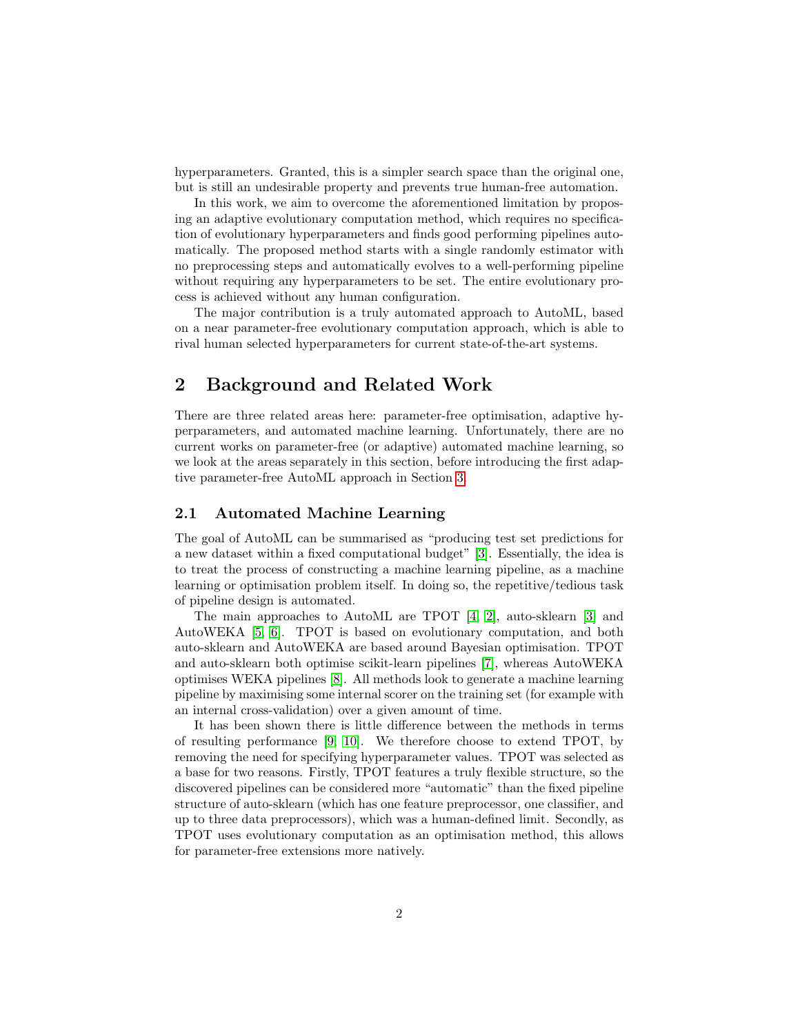hyperparameters. Granted, this is a simpler search space than the original one, but is still an undesirable property and prevents true human-free automation.

In this work, we aim to overcome the aforementioned limitation by proposing an adaptive evolutionary computation method, which requires no specification of evolutionary hyperparameters and finds good performing pipelines automatically. The proposed method starts with a single randomly estimator with no preprocessing steps and automatically evolves to a well-performing pipeline without requiring any hyperparameters to be set. The entire evolutionary process is achieved without any human configuration.

The major contribution is a truly automated approach to AutoML, based on a near parameter-free evolutionary computation approach, which is able to rival human selected hyperparameters for current state-of-the-art systems.

## 2 Background and Related Work

There are three related areas here: parameter-free optimisation, adaptive hyperparameters, and automated machine learning. Unfortunately, there are no current works on parameter-free (or adaptive) automated machine learning, so we look at the areas separately in this section, before introducing the first adaptive parameter-free AutoML approach in Section 3.

### 2.1 Automated Machine Learning

The goal of AutoML can be summarised as "producing test set predictions for a new dataset within a fixed computational budget" [3]. Essentially, the idea is to treat the process of constructing a machine learning pipeline, as a machine learning or optimisation problem itself. In doing so, the repetitive/tedious task of pipeline design is automated.

The main approaches to AutoML are TPOT [4, 2], auto-sklearn [3] and AutoWEKA [5, 6]. TPOT is based on evolutionary computation, and both auto-sklearn and AutoWEKA are based around Bayesian optimisation. TPOT and auto-sklearn both optimise scikit-learn pipelines [7], whereas AutoWEKA optimises WEKA pipelines [8]. All methods look to generate a machine learning pipeline by maximising some internal scorer on the training set (for example with an internal cross-validation) over a given amount of time.

It has been shown there is little difference between the methods in terms of resulting performance [9, 10]. We therefore choose to extend TPOT, by removing the need for specifying hyperparameter values. TPOT was selected as a base for two reasons. Firstly, TPOT features a truly flexible structure, so the discovered pipelines can be considered more "automatic" than the fixed pipeline structure of auto-sklearn (which has one feature preprocessor, one classifier, and up to three data preprocessors), which was a human-defined limit. Secondly, as TPOT uses evolutionary computation as an optimisation method, this allows for parameter-free extensions more natively.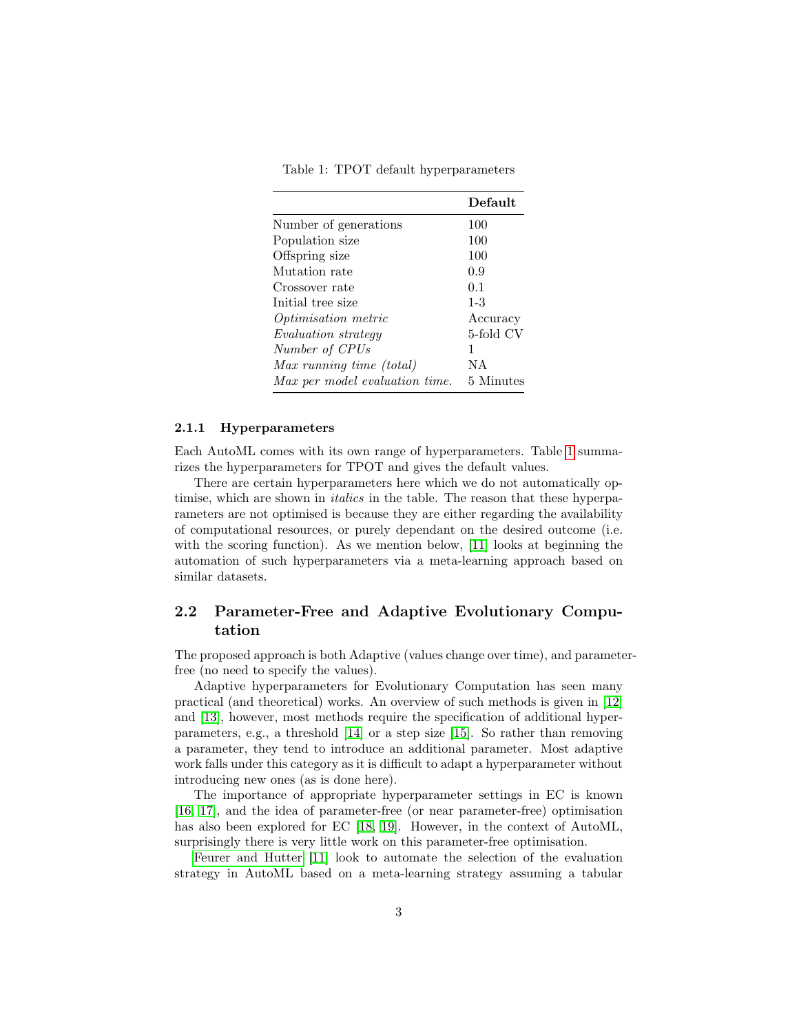Table 1: TPOT default hyperparameters

| | **Default** |
|---|---|
| Number of generations | 100 |
| Population size | 100 |
| Offspring size | 100 |
| Mutation rate | 0.9 |
| Crossover rate | 0.1 |
| Initial tree size | 1-3 |
| *Optimisation metric* | Accuracy |
| *Evaluation strategy* | 5-fold CV |
| *Number of CPUs* | 1 |
| *Max running time (total)* | NA |
| *Max per model evaluation time.* | 5 Minutes |

### 2.1.1 Hyperparameters

Each AutoML comes with its own range of hyperparameters. Table 1 summarizes the hyperparameters for TPOT and gives the default values.

There are certain hyperparameters here which we do not automatically optimise, which are shown in *italics* in the table. The reason that these hyperparameters are not optimised is because they are either regarding the availability of computational resources, or purely dependant on the desired outcome (i.e. with the scoring function). As we mention below, [11] looks at beginning the automation of such hyperparameters via a meta-learning approach based on similar datasets.

## 2.2 Parameter-Free and Adaptive Evolutionary Computation

The proposed approach is both Adaptive (values change over time), and parameter-free (no need to specify the values).

Adaptive hyperparameters for Evolutionary Computation has seen many practical (and theoretical) works. An overview of such methods is given in [12] and [13], however, most methods require the specification of additional hyperparameters, e.g., a threshold [14] or a step size [15]. So rather than removing a parameter, they tend to introduce an additional parameter. Most adaptive work falls under this category as it is difficult to adapt a hyperparameter without introducing new ones (as is done here).

The importance of appropriate hyperparameter settings in EC is known [16, 17], and the idea of parameter-free (or near parameter-free) optimisation has also been explored for EC [18, 19]. However, in the context of AutoML, surprisingly there is very little work on this parameter-free optimisation.

Feurer and Hutter [11] look to automate the selection of the evaluation strategy in AutoML based on a meta-learning strategy assuming a tabular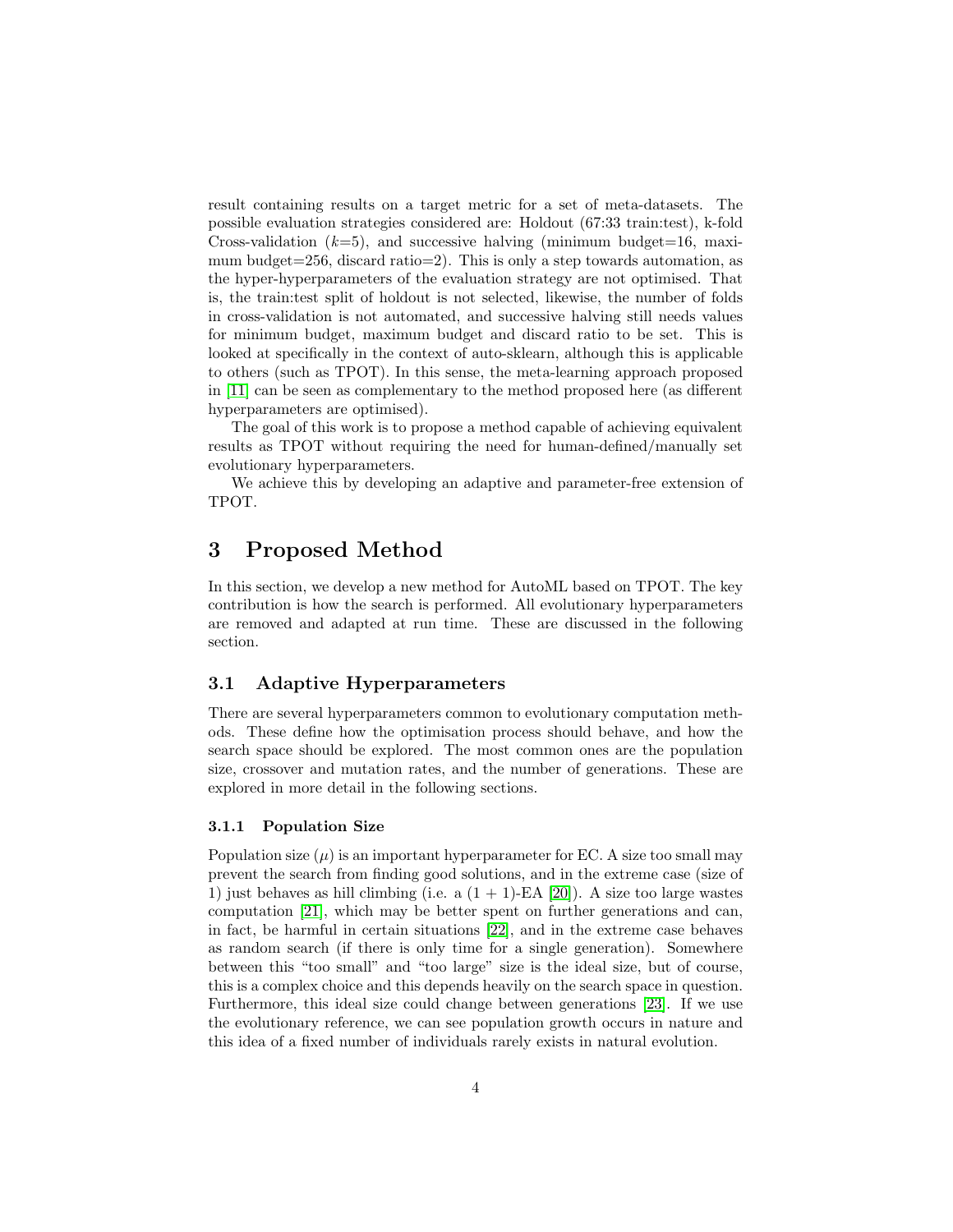result containing results on a target metric for a set of meta-datasets. The possible evaluation strategies considered are: Holdout (67:33 train:test), k-fold Cross-validation ($k$=5), and successive halving (minimum budget=16, maximum budget=256, discard ratio=2). This is only a step towards automation, as the hyper-hyperparameters of the evaluation strategy are not optimised. That is, the train:test split of holdout is not selected, likewise, the number of folds in cross-validation is not automated, and successive halving still needs values for minimum budget, maximum budget and discard ratio to be set. This is looked at specifically in the context of auto-sklearn, although this is applicable to others (such as TPOT). In this sense, the meta-learning approach proposed in [11] can be seen as complementary to the method proposed here (as different hyperparameters are optimised).

The goal of this work is to propose a method capable of achieving equivalent results as TPOT without requiring the need for human-defined/manually set evolutionary hyperparameters.

We achieve this by developing an adaptive and parameter-free extension of TPOT.

# 3 Proposed Method

In this section, we develop a new method for AutoML based on TPOT. The key contribution is how the search is performed. All evolutionary hyperparameters are removed and adapted at run time. These are discussed in the following section.

## 3.1 Adaptive Hyperparameters

There are several hyperparameters common to evolutionary computation methods. These define how the optimisation process should behave, and how the search space should be explored. The most common ones are the population size, crossover and mutation rates, and the number of generations. These are explored in more detail in the following sections.

### 3.1.1 Population Size

Population size ($\mu$) is an important hyperparameter for EC. A size too small may prevent the search from finding good solutions, and in the extreme case (size of 1) just behaves as hill climbing (i.e. a $(1 + 1)$-EA [20]). A size too large wastes computation [21], which may be better spent on further generations and can, in fact, be harmful in certain situations [22], and in the extreme case behaves as random search (if there is only time for a single generation). Somewhere between this "too small" and "too large" size is the ideal size, but of course, this is a complex choice and this depends heavily on the search space in question. Furthermore, this ideal size could change between generations [23]. If we use the evolutionary reference, we can see population growth occurs in nature and this idea of a fixed number of individuals rarely exists in natural evolution.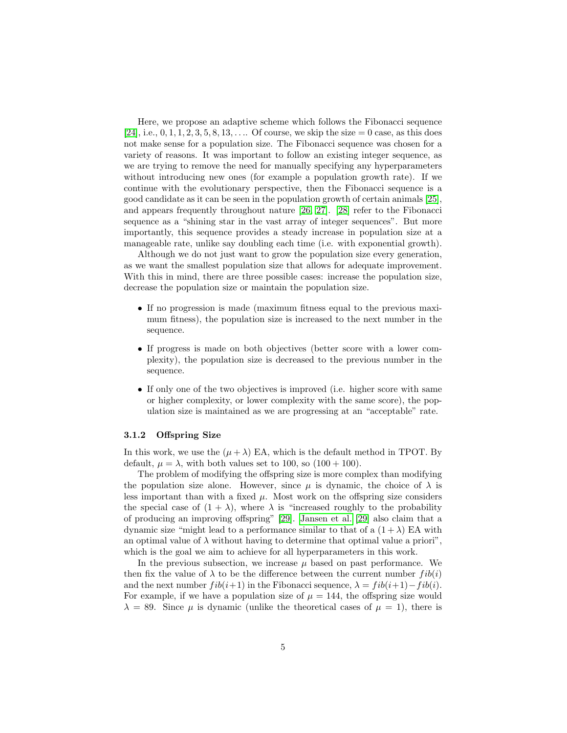Here, we propose an adaptive scheme which follows the Fibonacci sequence [24], i.e., $0, 1, 1, 2, 3, 5, 8, 13, \ldots$. Of course, we skip the size $= 0$ case, as this does not make sense for a population size. The Fibonacci sequence was chosen for a variety of reasons. It was important to follow an existing integer sequence, as we are trying to remove the need for manually specifying any hyperparameters without introducing new ones (for example a population growth rate). If we continue with the evolutionary perspective, then the Fibonacci sequence is a good candidate as it can be seen in the population growth of certain animals [25], and appears frequently throughout nature [26, 27]. [28] refer to the Fibonacci sequence as a "shining star in the vast array of integer sequences". But more importantly, this sequence provides a steady increase in population size at a manageable rate, unlike say doubling each time (i.e. with exponential growth).

Although we do not just want to grow the population size every generation, as we want the smallest population size that allows for adequate improvement. With this in mind, there are three possible cases: increase the population size, decrease the population size or maintain the population size.

- If no progression is made (maximum fitness equal to the previous maximum fitness), the population size is increased to the next number in the sequence.
- If progress is made on both objectives (better score with a lower complexity), the population size is decreased to the previous number in the sequence.
- If only one of the two objectives is improved (i.e. higher score with same or higher complexity, or lower complexity with the same score), the population size is maintained as we are progressing at an "acceptable" rate.

#### 3.1.2 Offspring Size

In this work, we use the $(\mu + \lambda)$ EA, which is the default method in TPOT. By default, $\mu = \lambda$, with both values set to 100, so $(100 + 100)$.

The problem of modifying the offspring size is more complex than modifying the population size alone. However, since $\mu$ is dynamic, the choice of $\lambda$ is less important than with a fixed $\mu$. Most work on the offspring size considers the special case of $(1 + \lambda)$, where $\lambda$ is "increased roughly to the probability of producing an improving offspring" [29]. Jansen et al. [29] also claim that a dynamic size "might lead to a performance similar to that of a $(1 + \lambda)$ EA with an optimal value of $\lambda$ without having to determine that optimal value a priori", which is the goal we aim to achieve for all hyperparameters in this work.

In the previous subsection, we increase $\mu$ based on past performance. We then fix the value of $\lambda$ to be the difference between the current number $fib(i)$ and the next number $fib(i+1)$ in the Fibonacci sequence, $\lambda = fib(i+1) - fib(i)$. For example, if we have a population size of $\mu = 144$, the offspring size would $\lambda = 89$. Since $\mu$ is dynamic (unlike the theoretical cases of $\mu = 1$), there is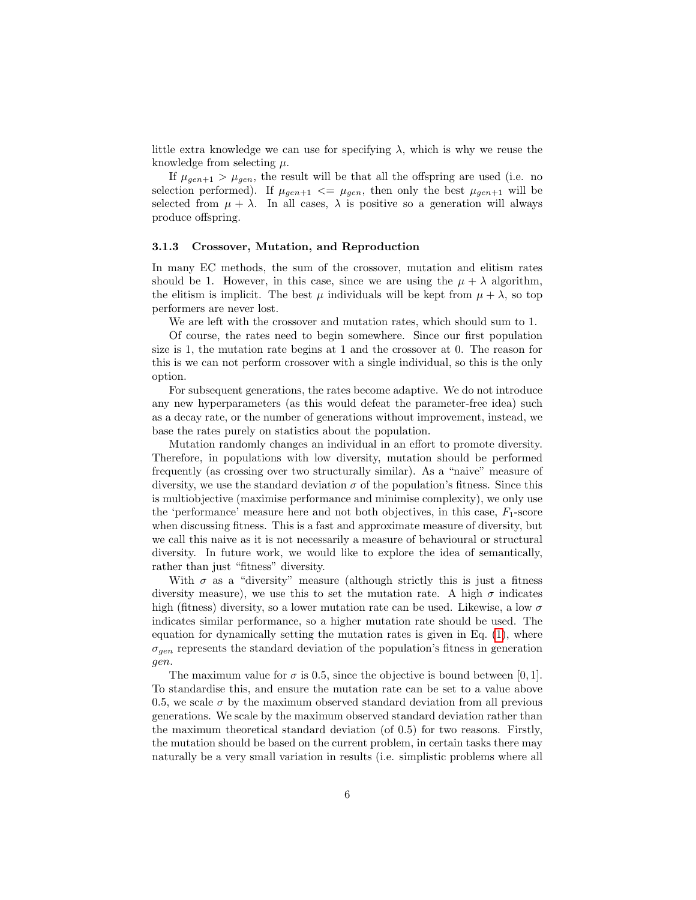little extra knowledge we can use for specifying $\lambda$, which is why we reuse the knowledge from selecting $\mu$.

If $\mu_{gen+1} > \mu_{gen}$, the result will be that all the offspring are used (i.e. no selection performed). If $\mu_{gen+1} <= \mu_{gen}$, then only the best $\mu_{gen+1}$ will be selected from $\mu + \lambda$. In all cases, $\lambda$ is positive so a generation will always produce offspring.

### 3.1.3 Crossover, Mutation, and Reproduction

In many EC methods, the sum of the crossover, mutation and elitism rates should be 1. However, in this case, since we are using the $\mu + \lambda$ algorithm, the elitism is implicit. The best $\mu$ individuals will be kept from $\mu + \lambda$, so top performers are never lost.

We are left with the crossover and mutation rates, which should sum to 1.

Of course, the rates need to begin somewhere. Since our first population size is 1, the mutation rate begins at 1 and the crossover at 0. The reason for this is we can not perform crossover with a single individual, so this is the only option.

For subsequent generations, the rates become adaptive. We do not introduce any new hyperparameters (as this would defeat the parameter-free idea) such as a decay rate, or the number of generations without improvement, instead, we base the rates purely on statistics about the population.

Mutation randomly changes an individual in an effort to promote diversity. Therefore, in populations with low diversity, mutation should be performed frequently (as crossing over two structurally similar). As a "naive" measure of diversity, we use the standard deviation $\sigma$ of the population's fitness. Since this is multiobjective (maximise performance and minimise complexity), we only use the 'performance' measure here and not both objectives, in this case, $F_1$-score when discussing fitness. This is a fast and approximate measure of diversity, but we call this naive as it is not necessarily a measure of behavioural or structural diversity. In future work, we would like to explore the idea of semantically, rather than just "fitness" diversity.

With $\sigma$ as a "diversity" measure (although strictly this is just a fitness diversity measure), we use this to set the mutation rate. A high $\sigma$ indicates high (fitness) diversity, so a lower mutation rate can be used. Likewise, a low $\sigma$ indicates similar performance, so a higher mutation rate should be used. The equation for dynamically setting the mutation rates is given in Eq. (1), where $\sigma_{gen}$ represents the standard deviation of the population's fitness in generation $gen$.

The maximum value for $\sigma$ is 0.5, since the objective is bound between $[0, 1]$. To standardise this, and ensure the mutation rate can be set to a value above 0.5, we scale $\sigma$ by the maximum observed standard deviation from all previous generations. We scale by the maximum observed standard deviation rather than the maximum theoretical standard deviation (of 0.5) for two reasons. Firstly, the mutation should be based on the current problem, in certain tasks there may naturally be a very small variation in results (i.e. simplistic problems where all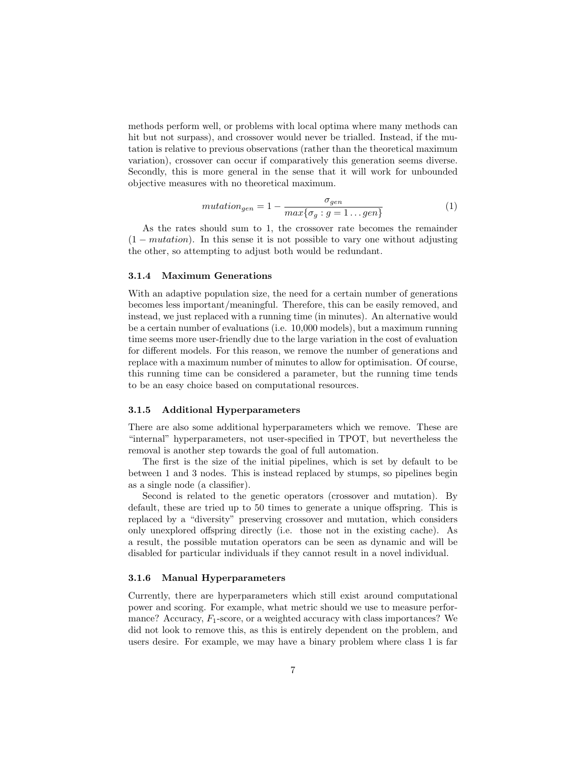methods perform well, or problems with local optima where many methods can hit but not surpass), and crossover would never be trialled. Instead, if the mutation is relative to previous observations (rather than the theoretical maximum variation), crossover can occur if comparatively this generation seems diverse. Secondly, this is more general in the sense that it will work for unbounded objective measures with no theoretical maximum.

$$mutation_{gen} = 1 - \frac{\sigma_{gen}}{max\{\sigma_g : g = 1 \ldots gen\}} \tag{1}$$

As the rates should sum to 1, the crossover rate becomes the remainder $(1 - mutation)$. In this sense it is not possible to vary one without adjusting the other, so attempting to adjust both would be redundant.

#### 3.1.4 Maximum Generations

With an adaptive population size, the need for a certain number of generations becomes less important/meaningful. Therefore, this can be easily removed, and instead, we just replaced with a running time (in minutes). An alternative would be a certain number of evaluations (i.e. 10,000 models), but a maximum running time seems more user-friendly due to the large variation in the cost of evaluation for different models. For this reason, we remove the number of generations and replace with a maximum number of minutes to allow for optimisation. Of course, this running time can be considered a parameter, but the running time tends to be an easy choice based on computational resources.

#### 3.1.5 Additional Hyperparameters

There are also some additional hyperparameters which we remove. These are "internal" hyperparameters, not user-specified in TPOT, but nevertheless the removal is another step towards the goal of full automation.

The first is the size of the initial pipelines, which is set by default to be between 1 and 3 nodes. This is instead replaced by stumps, so pipelines begin as a single node (a classifier).

Second is related to the genetic operators (crossover and mutation). By default, these are tried up to 50 times to generate a unique offspring. This is replaced by a "diversity" preserving crossover and mutation, which considers only unexplored offspring directly (i.e. those not in the existing cache). As a result, the possible mutation operators can be seen as dynamic and will be disabled for particular individuals if they cannot result in a novel individual.

#### 3.1.6 Manual Hyperparameters

Currently, there are hyperparameters which still exist around computational power and scoring. For example, what metric should we use to measure performance? Accuracy, $F_1$-score, or a weighted accuracy with class importances? We did not look to remove this, as this is entirely dependent on the problem, and users desire. For example, we may have a binary problem where class 1 is far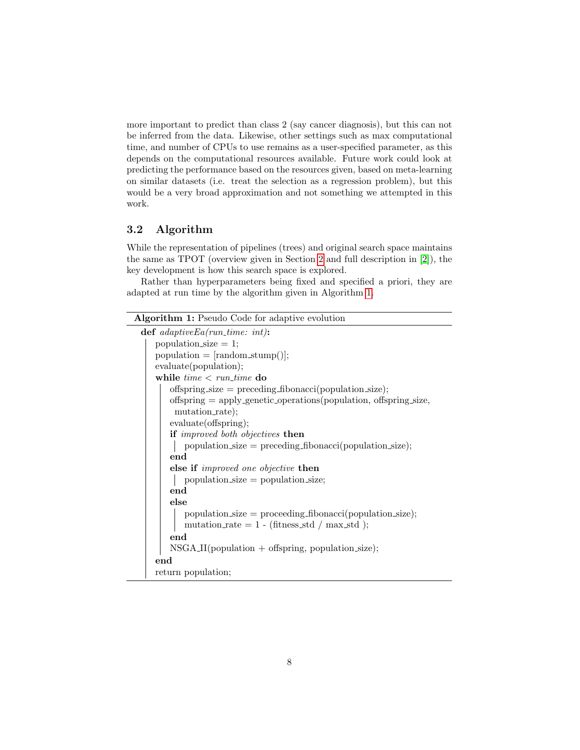more important to predict than class 2 (say cancer diagnosis), but this can not be inferred from the data. Likewise, other settings such as max computational time, and number of CPUs to use remains as a user-specified parameter, as this depends on the computational resources available. Future work could look at predicting the performance based on the resources given, based on meta-learning on similar datasets (i.e. treat the selection as a regression problem), but this would be a very broad approximation and not something we attempted in this work.

### 3.2 Algorithm

While the representation of pipelines (trees) and original search space maintains the same as TPOT (overview given in Section 2 and full description in [2]), the key development is how this search space is explored.

Rather than hyperparameters being fixed and specified a priori, they are adapted at run time by the algorithm given in Algorithm 1.

**Algorithm 1:** Pseudo Code for adaptive evolution

```
def adaptiveEa(run_time: int):
    population_size = 1;
    population = [random_stump()];
    evaluate(population);
    while time < run_time do
        offspring_size = preceding_fibonacci(population_size);
        offspring = apply_genetic_operations(population, offspring_size,
         mutation_rate);
        evaluate(offspring);
        if improved both objectives then
            population_size = preceding_fibonacci(population_size);
        end
        else if improved one objective then
            population_size = population_size;
        end
        else
            population_size = proceeding_fibonacci(population_size);
            mutation_rate = 1 - (fitness_std / max_std );
        end
        NSGA_II(population + offspring, population_size);
    end
    return population;
```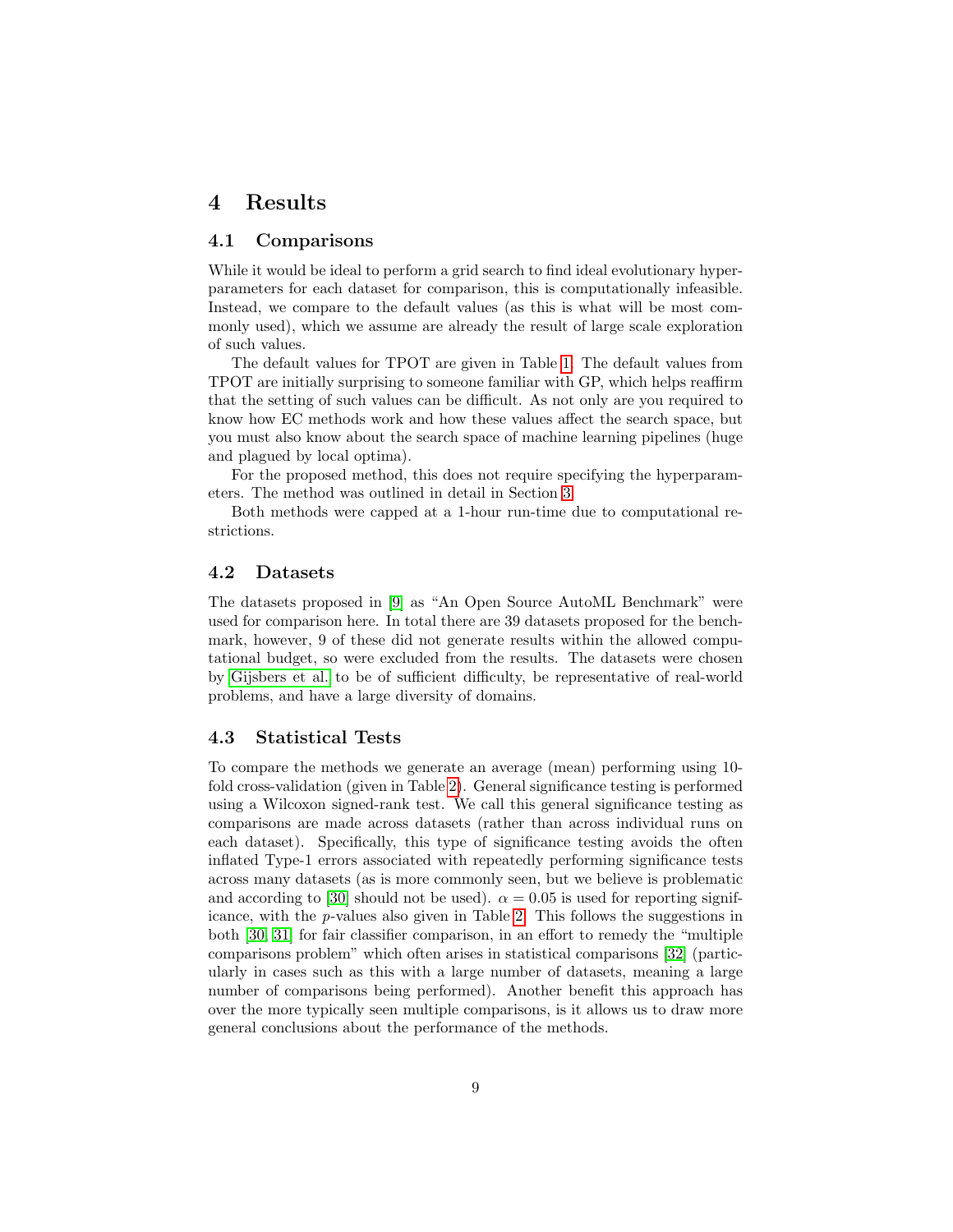# 4 Results

## 4.1 Comparisons

While it would be ideal to perform a grid search to find ideal evolutionary hyperparameters for each dataset for comparison, this is computationally infeasible. Instead, we compare to the default values (as this is what will be most commonly used), which we assume are already the result of large scale exploration of such values.

The default values for TPOT are given in Table 1. The default values from TPOT are initially surprising to someone familiar with GP, which helps reaffirm that the setting of such values can be difficult. As not only are you required to know how EC methods work and how these values affect the search space, but you must also know about the search space of machine learning pipelines (huge and plagued by local optima).

For the proposed method, this does not require specifying the hyperparameters. The method was outlined in detail in Section 3.

Both methods were capped at a 1-hour run-time due to computational restrictions.

## 4.2 Datasets

The datasets proposed in [9] as "An Open Source AutoML Benchmark" were used for comparison here. In total there are 39 datasets proposed for the benchmark, however, 9 of these did not generate results within the allowed computational budget, so were excluded from the results. The datasets were chosen by Gijsbers et al. to be of sufficient difficulty, be representative of real-world problems, and have a large diversity of domains.

## 4.3 Statistical Tests

To compare the methods we generate an average (mean) performing using 10-fold cross-validation (given in Table 2). General significance testing is performed using a Wilcoxon signed-rank test. We call this general significance testing as comparisons are made across datasets (rather than across individual runs on each dataset). Specifically, this type of significance testing avoids the often inflated Type-1 errors associated with repeatedly performing significance tests across many datasets (as is more commonly seen, but we believe is problematic and according to [30] should not be used). $\alpha = 0.05$ is used for reporting significance, with the $p$-values also given in Table 2. This follows the suggestions in both [30, 31] for fair classifier comparison, in an effort to remedy the "multiple comparisons problem" which often arises in statistical comparisons [32] (particularly in cases such as this with a large number of datasets, meaning a large number of comparisons being performed). Another benefit this approach has over the more typically seen multiple comparisons, is it allows us to draw more general conclusions about the performance of the methods.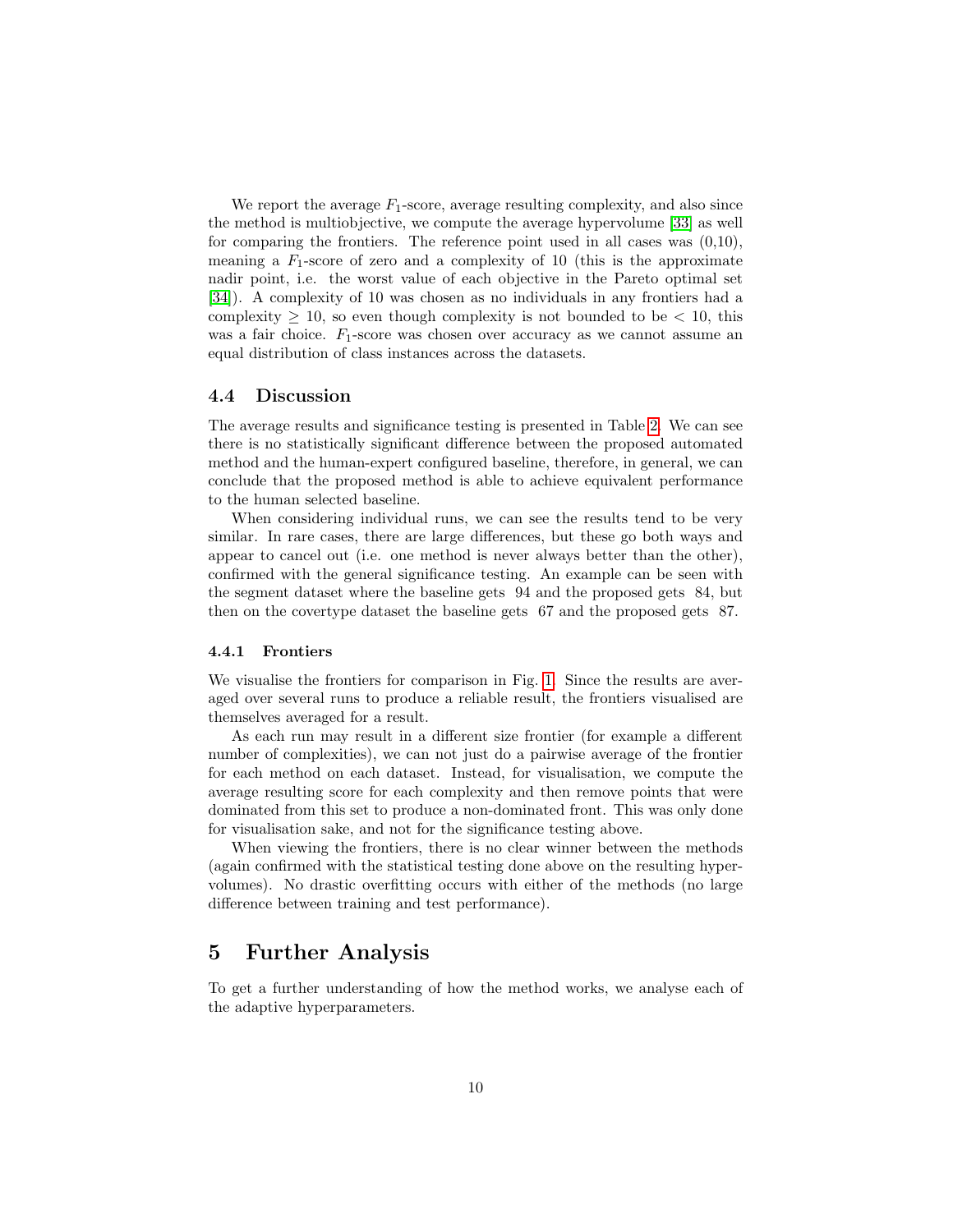We report the average $F_1$-score, average resulting complexity, and also since the method is multiobjective, we compute the average hypervolume [33] as well for comparing the frontiers. The reference point used in all cases was (0,10), meaning a $F_1$-score of zero and a complexity of 10 (this is the approximate nadir point, i.e. the worst value of each objective in the Pareto optimal set [34]). A complexity of 10 was chosen as no individuals in any frontiers had a complexity $\geq 10$, so even though complexity is not bounded to be $< 10$, this was a fair choice. $F_1$-score was chosen over accuracy as we cannot assume an equal distribution of class instances across the datasets.

### 4.4 Discussion

The average results and significance testing is presented in Table 2. We can see there is no statistically significant difference between the proposed automated method and the human-expert configured baseline, therefore, in general, we can conclude that the proposed method is able to achieve equivalent performance to the human selected baseline.

When considering individual runs, we can see the results tend to be very similar. In rare cases, there are large differences, but these go both ways and appear to cancel out (i.e. one method is never always better than the other), confirmed with the general significance testing. An example can be seen with the segment dataset where the baseline gets 94 and the proposed gets 84, but then on the covertype dataset the baseline gets 67 and the proposed gets 87.

#### 4.4.1 Frontiers

We visualise the frontiers for comparison in Fig. 1. Since the results are averaged over several runs to produce a reliable result, the frontiers visualised are themselves averaged for a result.

As each run may result in a different size frontier (for example a different number of complexities), we can not just do a pairwise average of the frontier for each method on each dataset. Instead, for visualisation, we compute the average resulting score for each complexity and then remove points that were dominated from this set to produce a non-dominated front. This was only done for visualisation sake, and not for the significance testing above.

When viewing the frontiers, there is no clear winner between the methods (again confirmed with the statistical testing done above on the resulting hypervolumes). No drastic overfitting occurs with either of the methods (no large difference between training and test performance).

## 5 Further Analysis

To get a further understanding of how the method works, we analyse each of the adaptive hyperparameters.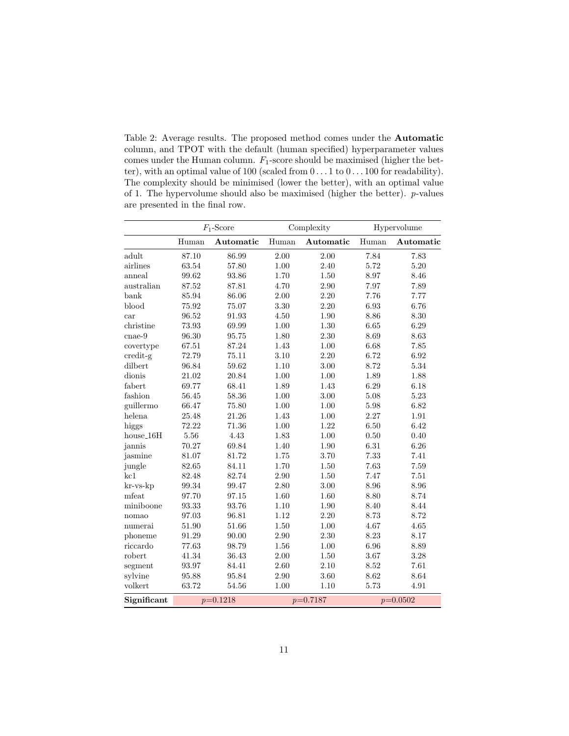Table 2: Average results. The proposed method comes under the **Automatic** column, and TPOT with the default (human specified) hyperparameter values comes under the Human column. $F_1$-score should be maximised (higher the better), with an optimal value of 100 (scaled from $0 \ldots 1$ to $0 \ldots 100$ for readability). The complexity should be minimised (lower the better), with an optimal value of 1. The hypervolume should also be maximised (higher the better). $p$-values are presented in the final row.

| | $F_1$-Score | | Complexity | | Hypervolume | |
|---|---|---|---|---|---|---|
| | Human | **Automatic** | Human | **Automatic** | Human | **Automatic** |
| adult | 87.10 | 86.99 | 2.00 | 2.00 | 7.84 | 7.83 |
| airlines | 63.54 | 57.80 | 1.00 | 2.40 | 5.72 | 5.20 |
| anneal | 99.62 | 93.86 | 1.70 | 1.50 | 8.97 | 8.46 |
| australian | 87.52 | 87.81 | 4.70 | 2.90 | 7.97 | 7.89 |
| bank | 85.94 | 86.06 | 2.00 | 2.20 | 7.76 | 7.77 |
| blood | 75.92 | 75.07 | 3.30 | 2.20 | 6.93 | 6.76 |
| car | 96.52 | 91.93 | 4.50 | 1.90 | 8.86 | 8.30 |
| christine | 73.93 | 69.99 | 1.00 | 1.30 | 6.65 | 6.29 |
| cnae-9 | 96.30 | 95.75 | 1.80 | 2.30 | 8.69 | 8.63 |
| covertype | 67.51 | 87.24 | 1.43 | 1.00 | 6.68 | 7.85 |
| credit-g | 72.79 | 75.11 | 3.10 | 2.20 | 6.72 | 6.92 |
| dilbert | 96.84 | 59.62 | 1.10 | 3.00 | 8.72 | 5.34 |
| dionis | 21.02 | 20.84 | 1.00 | 1.00 | 1.89 | 1.88 |
| fabert | 69.77 | 68.41 | 1.89 | 1.43 | 6.29 | 6.18 |
| fashion | 56.45 | 58.36 | 1.00 | 3.00 | 5.08 | 5.23 |
| guillermo | 66.47 | 75.80 | 1.00 | 1.00 | 5.98 | 6.82 |
| helena | 25.48 | 21.26 | 1.43 | 1.00 | 2.27 | 1.91 |
| higgs | 72.22 | 71.36 | 1.00 | 1.22 | 6.50 | 6.42 |
| house_16H | 5.56 | 4.43 | 1.83 | 1.00 | 0.50 | 0.40 |
| jannis | 70.27 | 69.84 | 1.40 | 1.90 | 6.31 | 6.26 |
| jasmine | 81.07 | 81.72 | 1.75 | 3.70 | 7.33 | 7.41 |
| jungle | 82.65 | 84.11 | 1.70 | 1.50 | 7.63 | 7.59 |
| kc1 | 82.48 | 82.74 | 2.90 | 1.50 | 7.47 | 7.51 |
| kr-vs-kp | 99.34 | 99.47 | 2.80 | 3.00 | 8.96 | 8.96 |
| mfeat | 97.70 | 97.15 | 1.60 | 1.60 | 8.80 | 8.74 |
| miniboone | 93.33 | 93.76 | 1.10 | 1.90 | 8.40 | 8.44 |
| nomao | 97.03 | 96.81 | 1.12 | 2.20 | 8.73 | 8.72 |
| numerai | 51.90 | 51.66 | 1.50 | 1.00 | 4.67 | 4.65 |
| phoneme | 91.29 | 90.00 | 2.90 | 2.30 | 8.23 | 8.17 |
| riccardo | 77.63 | 98.79 | 1.56 | 1.00 | 6.96 | 8.89 |
| robert | 41.34 | 36.43 | 2.00 | 1.50 | 3.67 | 3.28 |
| segment | 93.97 | 84.41 | 2.60 | 2.10 | 8.52 | 7.61 |
| sylvine | 95.88 | 95.84 | 2.90 | 3.60 | 8.62 | 8.64 |
| volkert | 63.72 | 54.56 | 1.00 | 1.10 | 5.73 | 4.91 |
| **Significant** | $p$=0.1218 | | $p$=0.7187 | | $p$=0.0502 | |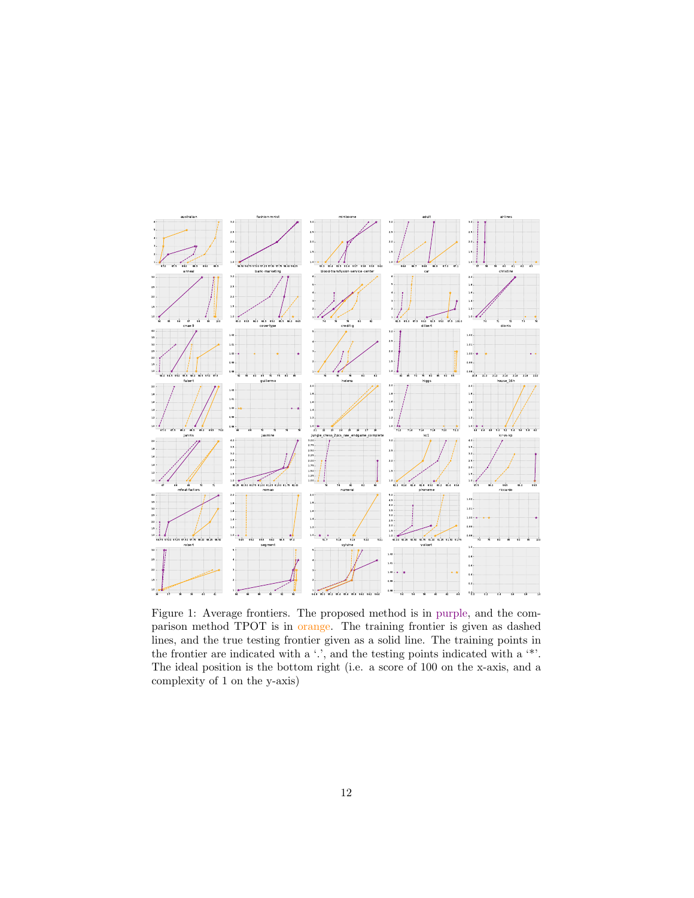Figure 1: Average frontiers. The proposed method is in purple, and the comparison method TPOT is in orange. The training frontier is given as dashed lines, and the true testing frontier given as a solid line. The training points in the frontier are indicated with a '.', and the testing points indicated with a '*'. The ideal position is the bottom right (i.e. a score of 100 on the x-axis, and a complexity of 1 on the y-axis)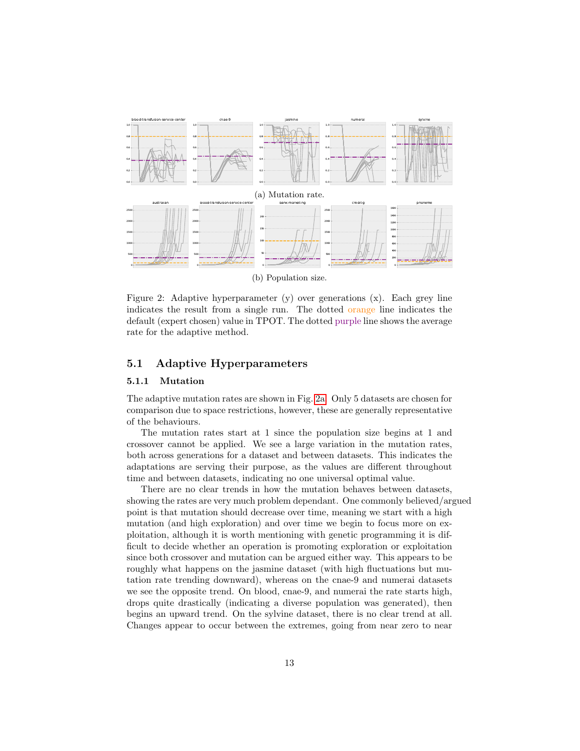(a) Mutation rate.

(b) Population size.

Figure 2: Adaptive hyperparameter (y) over generations (x). Each grey line indicates the result from a single run. The dotted orange line indicates the default (expert chosen) value in TPOT. The dotted purple line shows the average rate for the adaptive method.

## 5.1 Adaptive Hyperparameters

### 5.1.1 Mutation

The adaptive mutation rates are shown in Fig. 2a. Only 5 datasets are chosen for comparison due to space restrictions, however, these are generally representative of the behaviours.

The mutation rates start at 1 since the population size begins at 1 and crossover cannot be applied. We see a large variation in the mutation rates, both across generations for a dataset and between datasets. This indicates the adaptations are serving their purpose, as the values are different throughout time and between datasets, indicating no one universal optimal value.

There are no clear trends in how the mutation behaves between datasets, showing the rates are very much problem dependant. One commonly believed/argued point is that mutation should decrease over time, meaning we start with a high mutation (and high exploration) and over time we begin to focus more on exploitation, although it is worth mentioning with genetic programming it is difficult to decide whether an operation is promoting exploration or exploitation since both crossover and mutation can be argued either way. This appears to be roughly what happens on the jasmine dataset (with high fluctuations but mutation rate trending downward), whereas on the cnae-9 and numerai datasets we see the opposite trend. On blood, cnae-9, and numerai the rate starts high, drops quite drastically (indicating a diverse population was generated), then begins an upward trend. On the sylvine dataset, there is no clear trend at all. Changes appear to occur between the extremes, going from near zero to near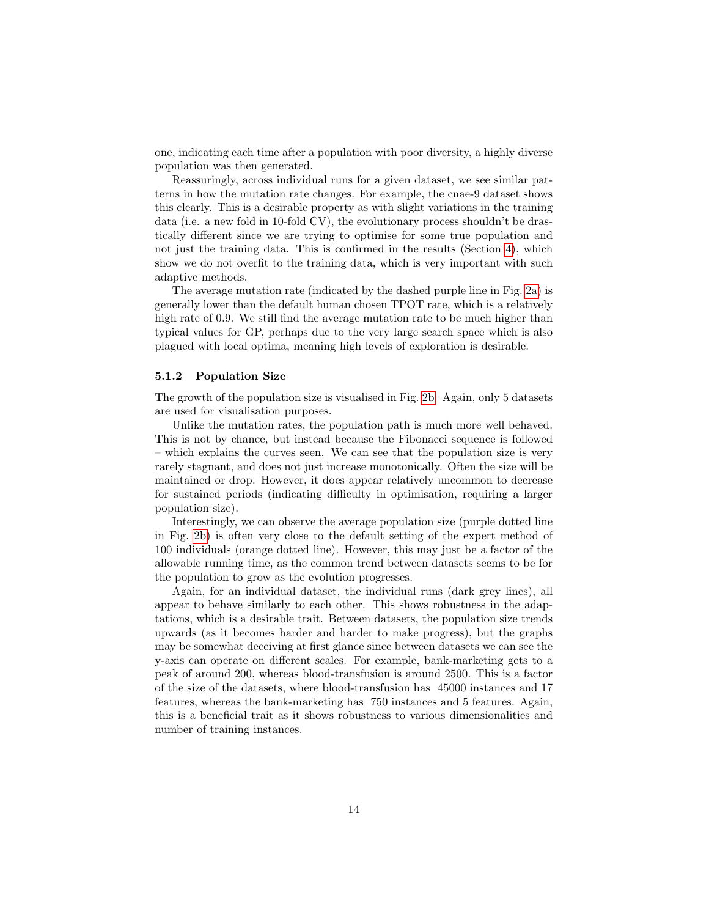one, indicating each time after a population with poor diversity, a highly diverse population was then generated.

Reassuringly, across individual runs for a given dataset, we see similar patterns in how the mutation rate changes. For example, the cnae-9 dataset shows this clearly. This is a desirable property as with slight variations in the training data (i.e. a new fold in 10-fold CV), the evolutionary process shouldn't be drastically different since we are trying to optimise for some true population and not just the training data. This is confirmed in the results (Section 4), which show we do not overfit to the training data, which is very important with such adaptive methods.

The average mutation rate (indicated by the dashed purple line in Fig. 2a) is generally lower than the default human chosen TPOT rate, which is a relatively high rate of 0.9. We still find the average mutation rate to be much higher than typical values for GP, perhaps due to the very large search space which is also plagued with local optima, meaning high levels of exploration is desirable.

#### 5.1.2 Population Size

The growth of the population size is visualised in Fig. 2b. Again, only 5 datasets are used for visualisation purposes.

Unlike the mutation rates, the population path is much more well behaved. This is not by chance, but instead because the Fibonacci sequence is followed – which explains the curves seen. We can see that the population size is very rarely stagnant, and does not just increase monotonically. Often the size will be maintained or drop. However, it does appear relatively uncommon to decrease for sustained periods (indicating difficulty in optimisation, requiring a larger population size).

Interestingly, we can observe the average population size (purple dotted line in Fig. 2b) is often very close to the default setting of the expert method of 100 individuals (orange dotted line). However, this may just be a factor of the allowable running time, as the common trend between datasets seems to be for the population to grow as the evolution progresses.

Again, for an individual dataset, the individual runs (dark grey lines), all appear to behave similarly to each other. This shows robustness in the adaptations, which is a desirable trait. Between datasets, the population size trends upwards (as it becomes harder and harder to make progress), but the graphs may be somewhat deceiving at first glance since between datasets we can see the y-axis can operate on different scales. For example, bank-marketing gets to a peak of around 200, whereas blood-transfusion is around 2500. This is a factor of the size of the datasets, where blood-transfusion has 45000 instances and 17 features, whereas the bank-marketing has 750 instances and 5 features. Again, this is a beneficial trait as it shows robustness to various dimensionalities and number of training instances.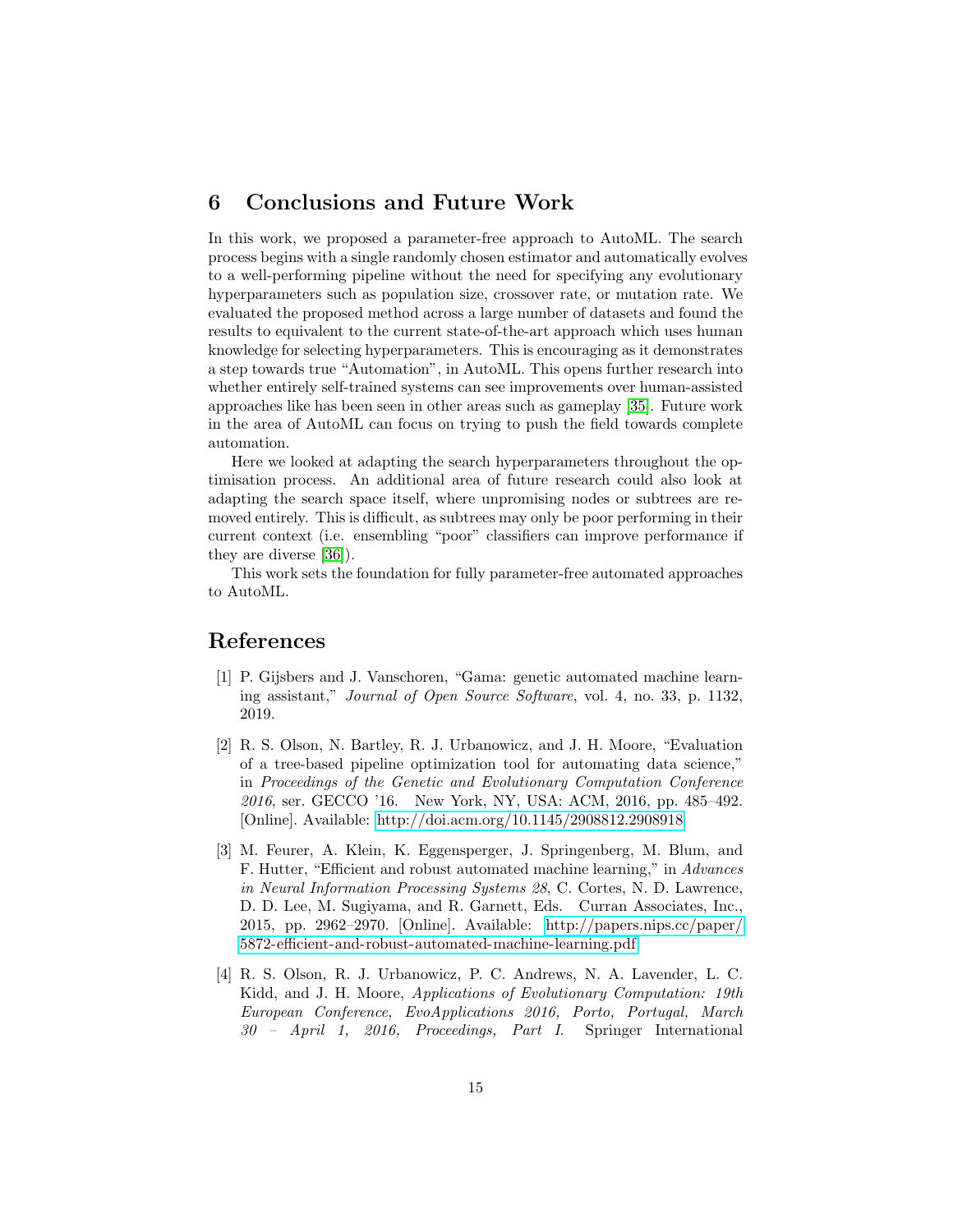## 6 Conclusions and Future Work

In this work, we proposed a parameter-free approach to AutoML. The search process begins with a single randomly chosen estimator and automatically evolves to a well-performing pipeline without the need for specifying any evolutionary hyperparameters such as population size, crossover rate, or mutation rate. We evaluated the proposed method across a large number of datasets and found the results to equivalent to the current state-of-the-art approach which uses human knowledge for selecting hyperparameters. This is encouraging as it demonstrates a step towards true "Automation", in AutoML. This opens further research into whether entirely self-trained systems can see improvements over human-assisted approaches like has been seen in other areas such as gameplay [35]. Future work in the area of AutoML can focus on trying to push the field towards complete automation.

Here we looked at adapting the search hyperparameters throughout the optimisation process. An additional area of future research could also look at adapting the search space itself, where unpromising nodes or subtrees are removed entirely. This is difficult, as subtrees may only be poor performing in their current context (i.e. ensembling "poor" classifiers can improve performance if they are diverse [36]).

This work sets the foundation for fully parameter-free automated approaches to AutoML.

## References

[1] P. Gijsbers and J. Vanschoren, "Gama: genetic automated machine learning assistant," *Journal of Open Source Software*, vol. 4, no. 33, p. 1132, 2019.

[2] R. S. Olson, N. Bartley, R. J. Urbanowicz, and J. H. Moore, "Evaluation of a tree-based pipeline optimization tool for automating data science," in *Proceedings of the Genetic and Evolutionary Computation Conference 2016*, ser. GECCO '16. New York, NY, USA: ACM, 2016, pp. 485–492. [Online]. Available: http://doi.acm.org/10.1145/2908812.2908918

[3] M. Feurer, A. Klein, K. Eggensperger, J. Springenberg, M. Blum, and F. Hutter, "Efficient and robust automated machine learning," in *Advances in Neural Information Processing Systems 28*, C. Cortes, N. D. Lawrence, D. D. Lee, M. Sugiyama, and R. Garnett, Eds. Curran Associates, Inc., 2015, pp. 2962–2970. [Online]. Available: http://papers.nips.cc/paper/5872-efficient-and-robust-automated-machine-learning.pdf

[4] R. S. Olson, R. J. Urbanowicz, P. C. Andrews, N. A. Lavender, L. C. Kidd, and J. H. Moore, *Applications of Evolutionary Computation: 19th European Conference, EvoApplications 2016, Porto, Portugal, March 30 – April 1, 2016, Proceedings, Part I.* Springer International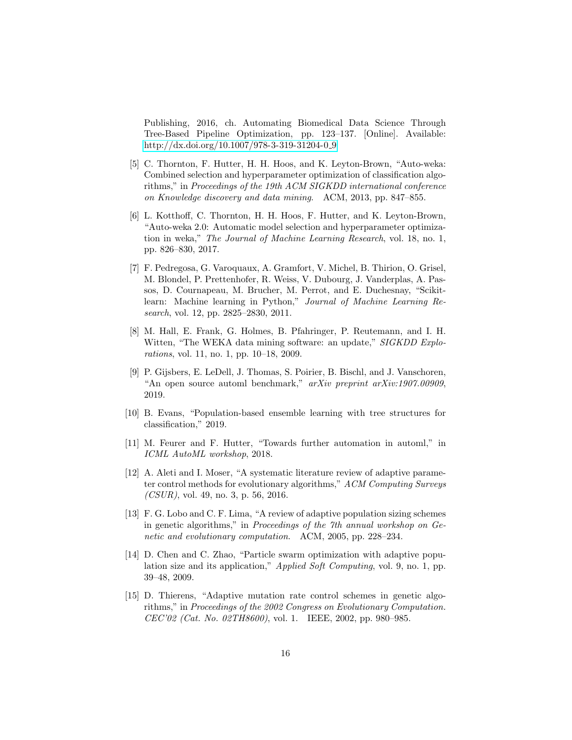Publishing, 2016, ch. Automating Biomedical Data Science Through Tree-Based Pipeline Optimization, pp. 123–137. [Online]. Available: http://dx.doi.org/10.1007/978-3-319-31204-0_9

[5] C. Thornton, F. Hutter, H. H. Hoos, and K. Leyton-Brown, "Auto-weka: Combined selection and hyperparameter optimization of classification algorithms," in *Proceedings of the 19th ACM SIGKDD international conference on Knowledge discovery and data mining*. ACM, 2013, pp. 847–855.

[6] L. Kotthoff, C. Thornton, H. H. Hoos, F. Hutter, and K. Leyton-Brown, "Auto-weka 2.0: Automatic model selection and hyperparameter optimization in weka," *The Journal of Machine Learning Research*, vol. 18, no. 1, pp. 826–830, 2017.

[7] F. Pedregosa, G. Varoquaux, A. Gramfort, V. Michel, B. Thirion, O. Grisel, M. Blondel, P. Prettenhofer, R. Weiss, V. Dubourg, J. Vanderplas, A. Passos, D. Cournapeau, M. Brucher, M. Perrot, and E. Duchesnay, "Scikit-learn: Machine learning in Python," *Journal of Machine Learning Research*, vol. 12, pp. 2825–2830, 2011.

[8] M. Hall, E. Frank, G. Holmes, B. Pfahringer, P. Reutemann, and I. H. Witten, "The WEKA data mining software: an update," *SIGKDD Explorations*, vol. 11, no. 1, pp. 10–18, 2009.

[9] P. Gijsbers, E. LeDell, J. Thomas, S. Poirier, B. Bischl, and J. Vanschoren, "An open source automl benchmark," *arXiv preprint arXiv:1907.00909*, 2019.

[10] B. Evans, "Population-based ensemble learning with tree structures for classification," 2019.

[11] M. Feurer and F. Hutter, "Towards further automation in automl," in *ICML AutoML workshop*, 2018.

[12] A. Aleti and I. Moser, "A systematic literature review of adaptive parameter control methods for evolutionary algorithms," *ACM Computing Surveys (CSUR)*, vol. 49, no. 3, p. 56, 2016.

[13] F. G. Lobo and C. F. Lima, "A review of adaptive population sizing schemes in genetic algorithms," in *Proceedings of the 7th annual workshop on Genetic and evolutionary computation*. ACM, 2005, pp. 228–234.

[14] D. Chen and C. Zhao, "Particle swarm optimization with adaptive population size and its application," *Applied Soft Computing*, vol. 9, no. 1, pp. 39–48, 2009.

[15] D. Thierens, "Adaptive mutation rate control schemes in genetic algorithms," in *Proceedings of the 2002 Congress on Evolutionary Computation. CEC'02 (Cat. No. 02TH8600)*, vol. 1. IEEE, 2002, pp. 980–985.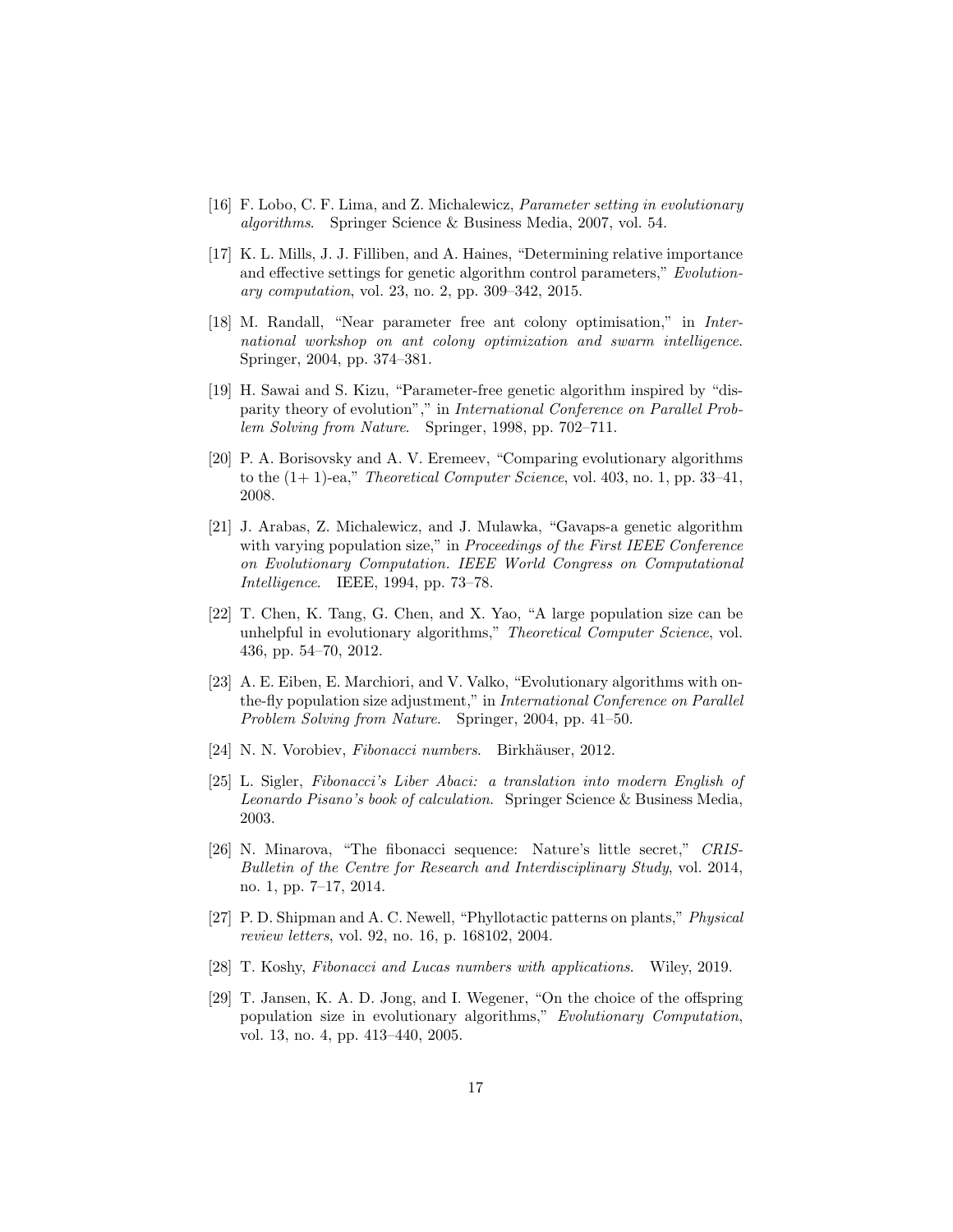[16] F. Lobo, C. F. Lima, and Z. Michalewicz, *Parameter setting in evolutionary algorithms*. Springer Science & Business Media, 2007, vol. 54.

[17] K. L. Mills, J. J. Filliben, and A. Haines, "Determining relative importance and effective settings for genetic algorithm control parameters," *Evolutionary computation*, vol. 23, no. 2, pp. 309–342, 2015.

[18] M. Randall, "Near parameter free ant colony optimisation," in *International workshop on ant colony optimization and swarm intelligence*. Springer, 2004, pp. 374–381.

[19] H. Sawai and S. Kizu, "Parameter-free genetic algorithm inspired by "disparity theory of evolution"," in *International Conference on Parallel Problem Solving from Nature*. Springer, 1998, pp. 702–711.

[20] P. A. Borisovsky and A. V. Eremeev, "Comparing evolutionary algorithms to the (1+ 1)-ea," *Theoretical Computer Science*, vol. 403, no. 1, pp. 33–41, 2008.

[21] J. Arabas, Z. Michalewicz, and J. Mulawka, "Gavaps-a genetic algorithm with varying population size," in *Proceedings of the First IEEE Conference on Evolutionary Computation. IEEE World Congress on Computational Intelligence*. IEEE, 1994, pp. 73–78.

[22] T. Chen, K. Tang, G. Chen, and X. Yao, "A large population size can be unhelpful in evolutionary algorithms," *Theoretical Computer Science*, vol. 436, pp. 54–70, 2012.

[23] A. E. Eiben, E. Marchiori, and V. Valko, "Evolutionary algorithms with on-the-fly population size adjustment," in *International Conference on Parallel Problem Solving from Nature*. Springer, 2004, pp. 41–50.

[24] N. N. Vorobiev, *Fibonacci numbers.* Birkhäuser, 2012.

[25] L. Sigler, *Fibonacci's Liber Abaci: a translation into modern English of Leonardo Pisano's book of calculation*. Springer Science & Business Media, 2003.

[26] N. Minarova, "The fibonacci sequence: Nature's little secret," *CRIS-Bulletin of the Centre for Research and Interdisciplinary Study*, vol. 2014, no. 1, pp. 7–17, 2014.

[27] P. D. Shipman and A. C. Newell, "Phyllotactic patterns on plants," *Physical review letters*, vol. 92, no. 16, p. 168102, 2004.

[28] T. Koshy, *Fibonacci and Lucas numbers with applications*. Wiley, 2019.

[29] T. Jansen, K. A. D. Jong, and I. Wegener, "On the choice of the offspring population size in evolutionary algorithms," *Evolutionary Computation*, vol. 13, no. 4, pp. 413–440, 2005.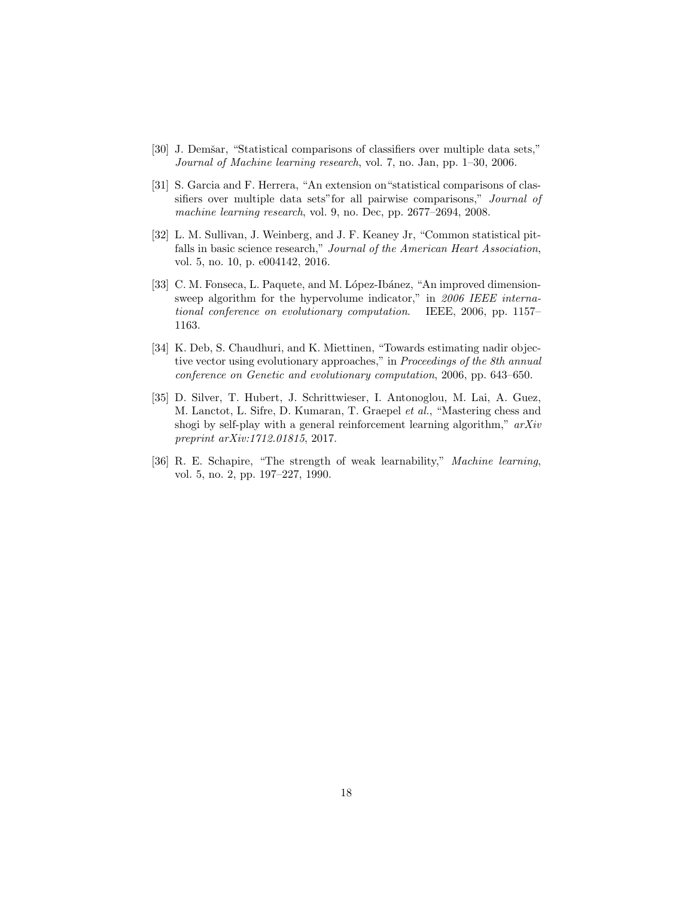[30] J. Demšar, "Statistical comparisons of classifiers over multiple data sets," *Journal of Machine learning research*, vol. 7, no. Jan, pp. 1–30, 2006.

[31] S. Garcia and F. Herrera, "An extension on"statistical comparisons of classifiers over multiple data sets"for all pairwise comparisons," *Journal of machine learning research*, vol. 9, no. Dec, pp. 2677–2694, 2008.

[32] L. M. Sullivan, J. Weinberg, and J. F. Keaney Jr, "Common statistical pitfalls in basic science research," *Journal of the American Heart Association*, vol. 5, no. 10, p. e004142, 2016.

[33] C. M. Fonseca, L. Paquete, and M. López-Ibánez, "An improved dimension-sweep algorithm for the hypervolume indicator," in *2006 IEEE international conference on evolutionary computation*. IEEE, 2006, pp. 1157–1163.

[34] K. Deb, S. Chaudhuri, and K. Miettinen, "Towards estimating nadir objective vector using evolutionary approaches," in *Proceedings of the 8th annual conference on Genetic and evolutionary computation*, 2006, pp. 643–650.

[35] D. Silver, T. Hubert, J. Schrittwieser, I. Antonoglou, M. Lai, A. Guez, M. Lanctot, L. Sifre, D. Kumaran, T. Graepel *et al.*, "Mastering chess and shogi by self-play with a general reinforcement learning algorithm," *arXiv preprint arXiv:1712.01815*, 2017.

[36] R. E. Schapire, "The strength of weak learnability," *Machine learning*, vol. 5, no. 2, pp. 197–227, 1990.